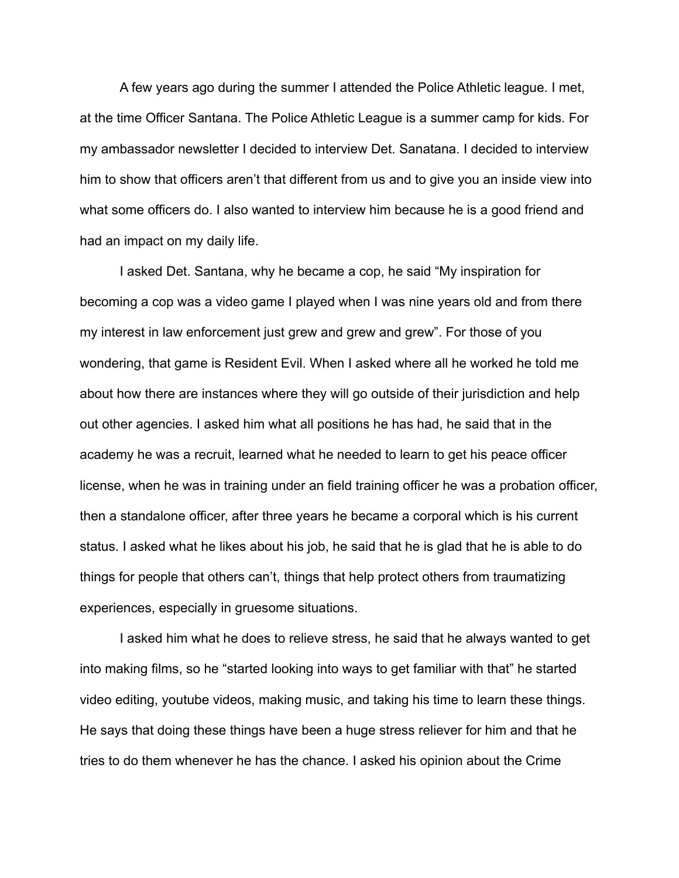A few years ago during the summer I attended the Police Athletic league. I met, at the time Officer Santana. The Police Athletic League is a summer camp for kids. For my ambassador newsletter I decided to interview Det. Sanatana. I decided to interview him to show that officers aren't that different from us and to give you an inside view into what some officers do. I also wanted to interview him because he is a good friend and had an impact on my daily life.

I asked Det. Santana, why he became a cop, he said "My inspiration for becoming a cop was a video game I played when I was nine years old and from there my interest in law enforcement just grew and grew and grew". For those of you wondering, that game is Resident Evil. When I asked where all he worked he told me about how there are instances where they will go outside of their jurisdiction and help out other agencies. I asked him what all positions he has had, he said that in the academy he was a recruit, learned what he needed to learn to get his peace officer license, when he was in training under an field training officer he was a probation officer, then a standalone officer, after three years he became a corporal which is his current status. I asked what he likes about his job, he said that he is glad that he is able to do things for people that others can't, things that help protect others from traumatizing experiences, especially in gruesome situations.

I asked him what he does to relieve stress, he said that he always wanted to get into making films, so he "started looking into ways to get familiar with that" he started video editing, youtube videos, making music, and taking his time to learn these things. He says that doing these things have been a huge stress reliever for him and that he tries to do them whenever he has the chance. I asked his opinion about the Crime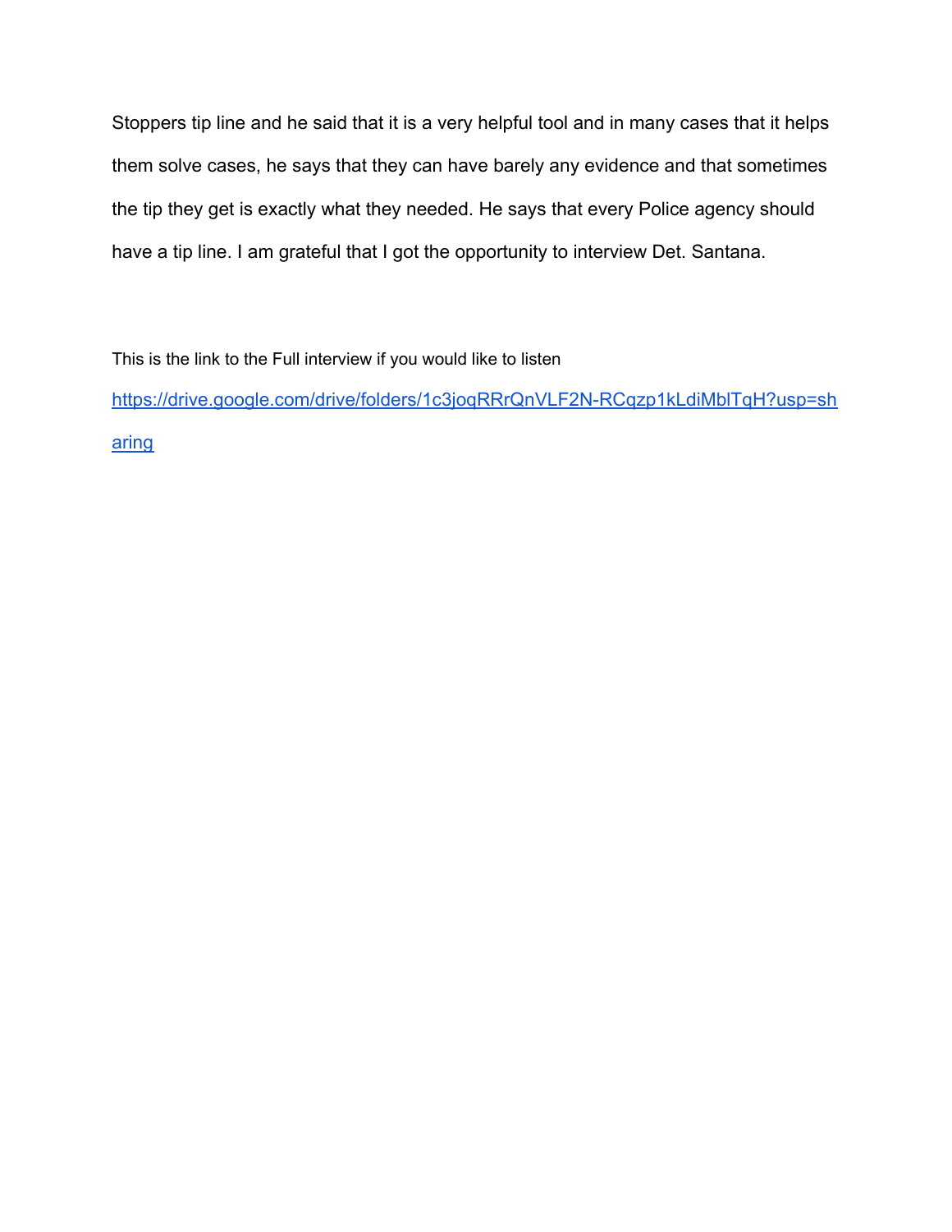Stoppers tip line and he said that it is a very helpful tool and in many cases that it helps them solve cases, he says that they can have barely any evidence and that sometimes the tip they get is exactly what they needed. He says that every Police agency should have a tip line. I am grateful that I got the opportunity to interview Det. Santana.

This is the link to the Full interview if you would like to listen

https://drive.google.com/drive/folders/1c3joqRRrQnVLF2N-RCqzp1kLdiMblTqH?usp=sharing